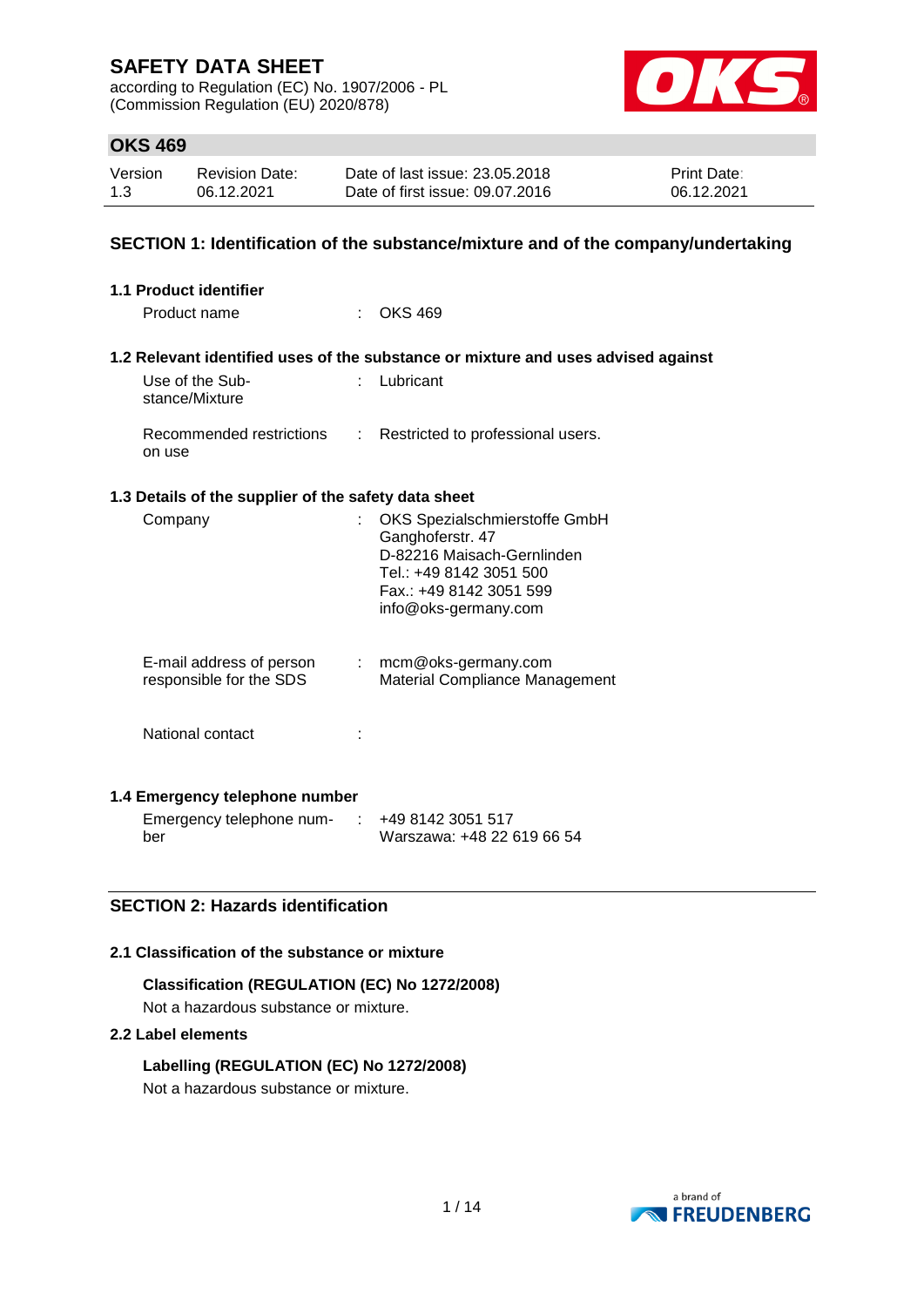# SAFETY DATA SHEET

according to Regulation (EC) No. 1907/2006 - PL (Commission Regulation (EU) 2020/878)

## OKS 469

| Version | Revision Date: | Date of last issue: 23.05.2018 | Print Date: |
|---|---|---|---|
| 1.3 | 06.12.2021 | Date of first issue: 09.07.2016 | 06.12.2021 |

## SECTION 1: Identification of the substance/mixture and of the company/undertaking

### 1.1 Product identifier

Product name : OKS 469

### 1.2 Relevant identified uses of the substance or mixture and uses advised against

Use of the Substance/Mixture : Lubricant

Recommended restrictions on use : Restricted to professional users.

### 1.3 Details of the supplier of the safety data sheet

Company : OKS Spezialschmierstoffe GmbH
Ganghoferstr. 47
D-82216 Maisach-Gernlinden
Tel.: +49 8142 3051 500
Fax.: +49 8142 3051 599
info@oks-germany.com

E-mail address of person responsible for the SDS : mcm@oks-germany.com
Material Compliance Management

National contact :

### 1.4 Emergency telephone number

Emergency telephone number : +49 8142 3051 517
Warszawa: +48 22 619 66 54

## SECTION 2: Hazards identification

### 2.1 Classification of the substance or mixture

**Classification (REGULATION (EC) No 1272/2008)**

Not a hazardous substance or mixture.

### 2.2 Label elements

**Labelling (REGULATION (EC) No 1272/2008)**

Not a hazardous substance or mixture.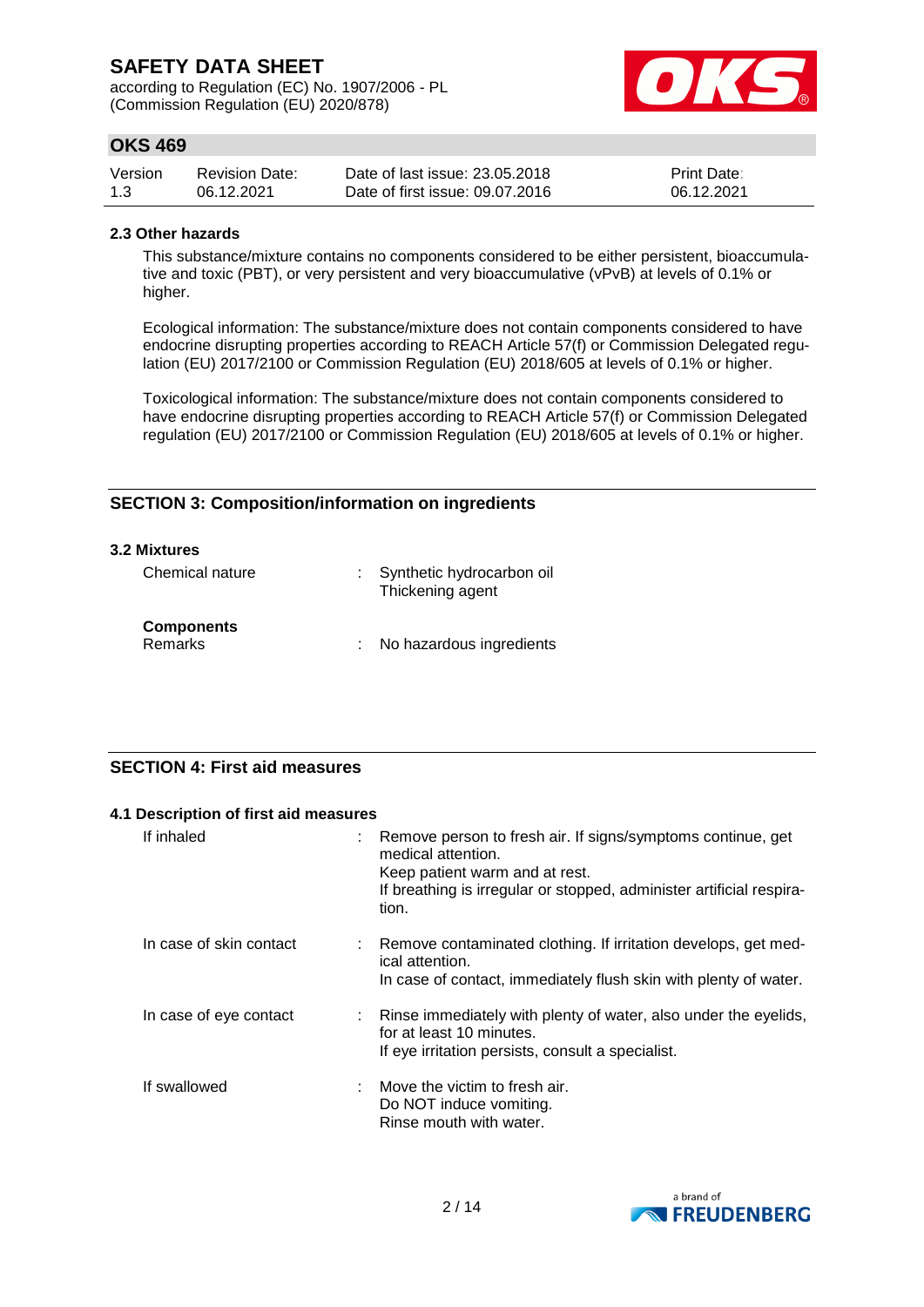### 2.3 Other hazards

This substance/mixture contains no components considered to be either persistent, bioaccumulative and toxic (PBT), or very persistent and very bioaccumulative (vPvB) at levels of 0.1% or higher.

Ecological information: The substance/mixture does not contain components considered to have endocrine disrupting properties according to REACH Article 57(f) or Commission Delegated regulation (EU) 2017/2100 or Commission Regulation (EU) 2018/605 at levels of 0.1% or higher.

Toxicological information: The substance/mixture does not contain components considered to have endocrine disrupting properties according to REACH Article 57(f) or Commission Delegated regulation (EU) 2017/2100 or Commission Regulation (EU) 2018/605 at levels of 0.1% or higher.

## SECTION 3: Composition/information on ingredients

### 3.2 Mixtures

| | | |
|---|---|---|
| Chemical nature | : | Synthetic hydrocarbon oil<br>Thickening agent |

**Components**

| | | |
|---|---|---|
| Remarks | : | No hazardous ingredients |

## SECTION 4: First aid measures

### 4.1 Description of first aid measures

| | | |
|---|---|---|
| If inhaled | : | Remove person to fresh air. If signs/symptoms continue, get medical attention.<br>Keep patient warm and at rest.<br>If breathing is irregular or stopped, administer artificial respiration. |
| In case of skin contact | : | Remove contaminated clothing. If irritation develops, get medical attention.<br>In case of contact, immediately flush skin with plenty of water. |
| In case of eye contact | : | Rinse immediately with plenty of water, also under the eyelids, for at least 10 minutes.<br>If eye irritation persists, consult a specialist. |
| If swallowed | : | Move the victim to fresh air.<br>Do NOT induce vomiting.<br>Rinse mouth with water. |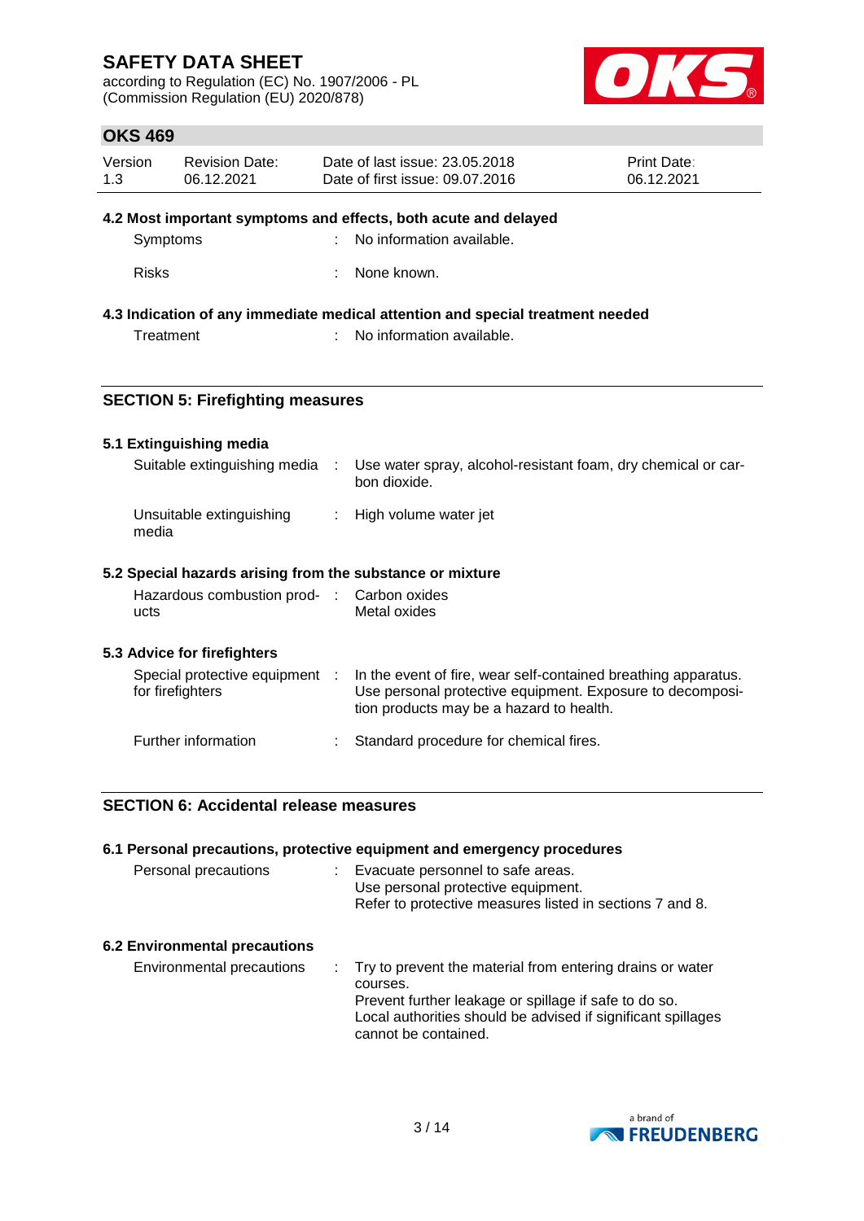### 4.2 Most important symptoms and effects, both acute and delayed

| | |
|---|---|
| Symptoms | : No information available. |
| Risks | : None known. |

### 4.3 Indication of any immediate medical attention and special treatment needed

| | |
|---|---|
| Treatment | : No information available. |

## SECTION 5: Firefighting measures

### 5.1 Extinguishing media

| | |
|---|---|
| Suitable extinguishing media | : Use water spray, alcohol-resistant foam, dry chemical or carbon dioxide. |
| Unsuitable extinguishing media | : High volume water jet |

### 5.2 Special hazards arising from the substance or mixture

| | |
|---|---|
| Hazardous combustion products | : Carbon oxides<br>Metal oxides |

### 5.3 Advice for firefighters

| | |
|---|---|
| Special protective equipment for firefighters | : In the event of fire, wear self-contained breathing apparatus. Use personal protective equipment. Exposure to decomposition products may be a hazard to health. |
| Further information | : Standard procedure for chemical fires. |

## SECTION 6: Accidental release measures

### 6.1 Personal precautions, protective equipment and emergency procedures

| | |
|---|---|
| Personal precautions | : Evacuate personnel to safe areas.<br>Use personal protective equipment.<br>Refer to protective measures listed in sections 7 and 8. |

### 6.2 Environmental precautions

| | |
|---|---|
| Environmental precautions | : Try to prevent the material from entering drains or water courses.<br>Prevent further leakage or spillage if safe to do so.<br>Local authorities should be advised if significant spillages cannot be contained. |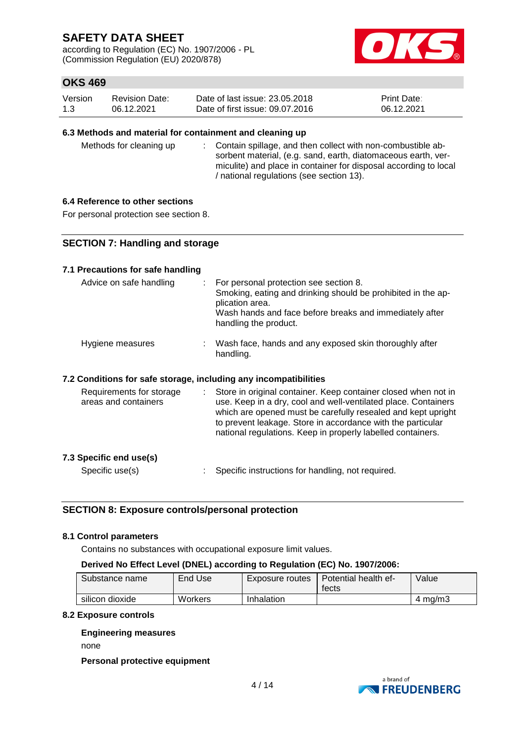### 6.3 Methods and material for containment and cleaning up

Methods for cleaning up : Contain spillage, and then collect with non-combustible absorbent material, (e.g. sand, earth, diatomaceous earth, vermiculite) and place in container for disposal according to local / national regulations (see section 13).

### 6.4 Reference to other sections

For personal protection see section 8.

## SECTION 7: Handling and storage

### 7.1 Precautions for safe handling

Advice on safe handling : For personal protection see section 8.
Smoking, eating and drinking should be prohibited in the application area.
Wash hands and face before breaks and immediately after handling the product.

Hygiene measures : Wash face, hands and any exposed skin thoroughly after handling.

### 7.2 Conditions for safe storage, including any incompatibilities

Requirements for storage areas and containers : Store in original container. Keep container closed when not in use. Keep in a dry, cool and well-ventilated place. Containers which are opened must be carefully resealed and kept upright to prevent leakage. Store in accordance with the particular national regulations. Keep in properly labelled containers.

### 7.3 Specific end use(s)

Specific use(s) : Specific instructions for handling, not required.

## SECTION 8: Exposure controls/personal protection

### 8.1 Control parameters

Contains no substances with occupational exposure limit values.

**Derived No Effect Level (DNEL) according to Regulation (EC) No. 1907/2006:**

| Substance name | End Use | Exposure routes | Potential health effects | Value |
|---|---|---|---|---|
| silicon dioxide | Workers | Inhalation | | 4 mg/m3 |

### 8.2 Exposure controls

**Engineering measures**

none

**Personal protective equipment**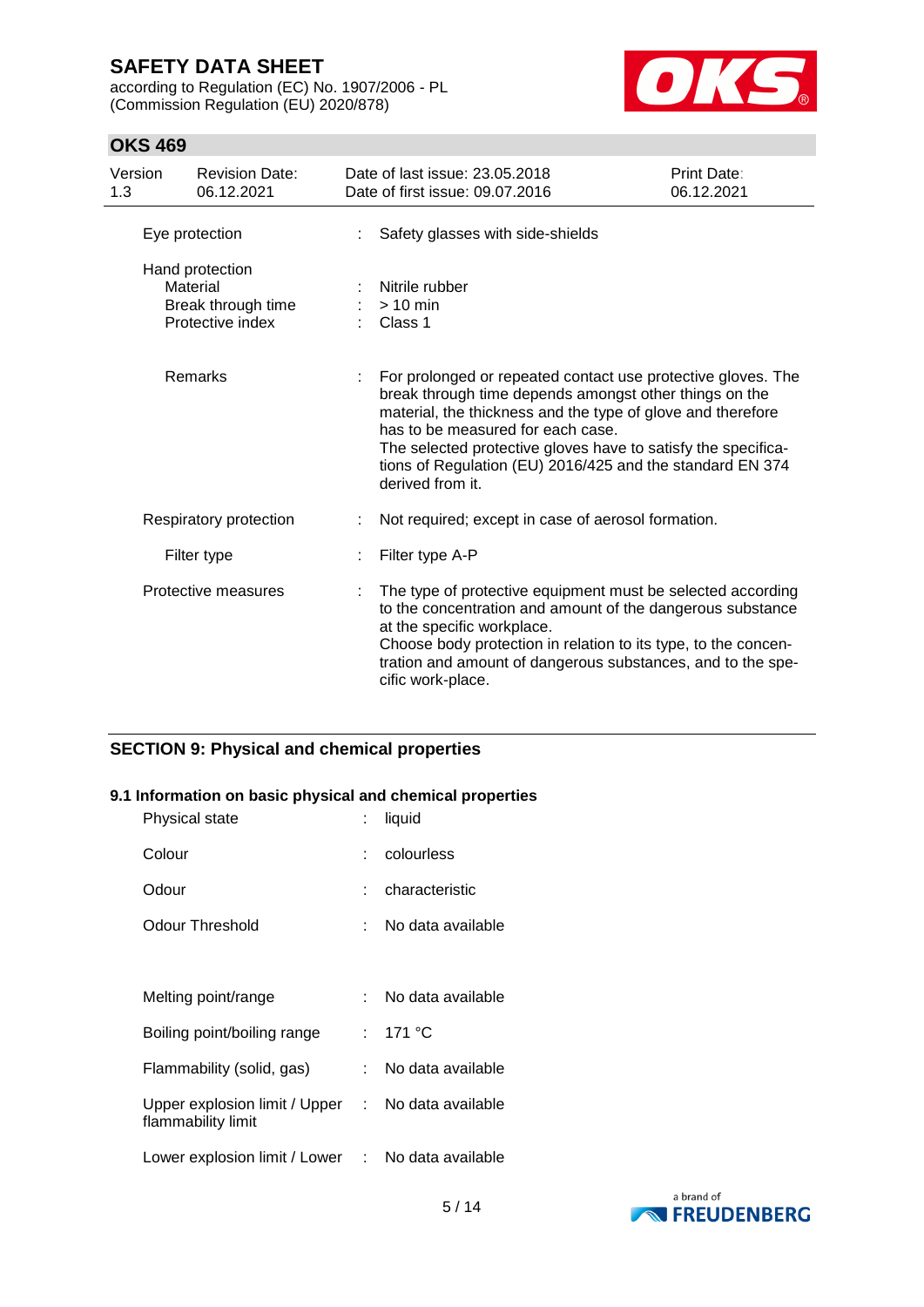| | | |
|---|---|---|
| Eye protection | : | Safety glasses with side-shields |
| Hand protection | | |
| Material | : | Nitrile rubber |
| Break through time | : | > 10 min |
| Protective index | : | Class 1 |
| Remarks | : | For prolonged or repeated contact use protective gloves. The break through time depends amongst other things on the material, the thickness and the type of glove and therefore has to be measured for each case. The selected protective gloves have to satisfy the specifications of Regulation (EU) 2016/425 and the standard EN 374 derived from it. |
| Respiratory protection | : | Not required; except in case of aerosol formation. |
| Filter type | : | Filter type A-P |
| Protective measures | : | The type of protective equipment must be selected according to the concentration and amount of the dangerous substance at the specific workplace. Choose body protection in relation to its type, to the concentration and amount of dangerous substances, and to the specific work-place. |

## SECTION 9: Physical and chemical properties

### 9.1 Information on basic physical and chemical properties

| | | |
|---|---|---|
| Physical state | : | liquid |
| Colour | : | colourless |
| Odour | : | characteristic |
| Odour Threshold | : | No data available |
| Melting point/range | : | No data available |
| Boiling point/boiling range | : | 171 °C |
| Flammability (solid, gas) | : | No data available |
| Upper explosion limit / Upper flammability limit | : | No data available |
| Lower explosion limit / Lower | : | No data available |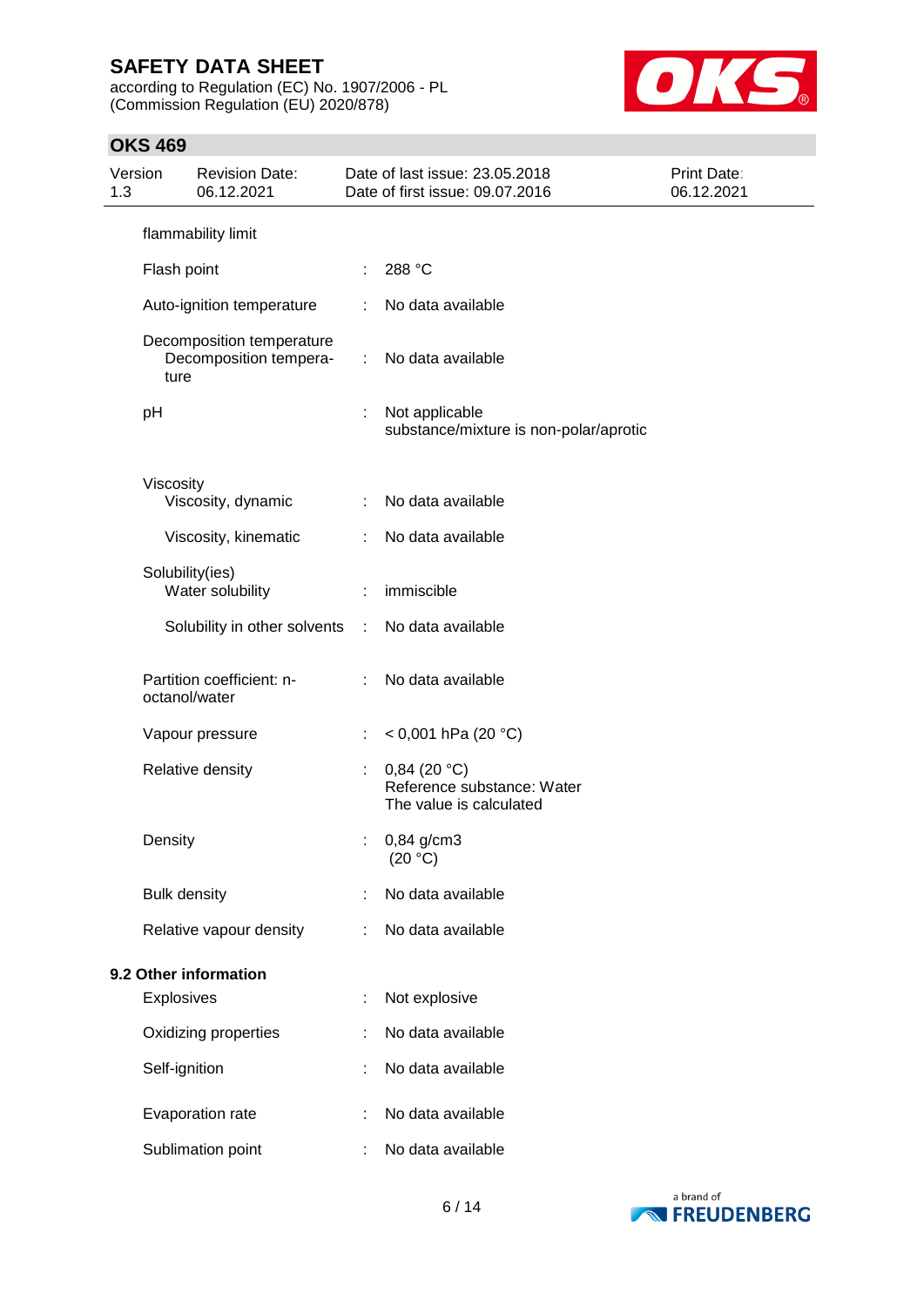| | | |
|---|---|---|
| flammability limit | | |
| Flash point | : | 288 °C |
| Auto-ignition temperature | : | No data available |
| Decomposition temperature<br>Decomposition temperature | : | No data available |
| pH | : | Not applicable<br>substance/mixture is non-polar/aprotic |
| Viscosity<br>Viscosity, dynamic | : | No data available |
| Viscosity, kinematic | : | No data available |
| Solubility(ies)<br>Water solubility | : | immiscible |
| Solubility in other solvents | : | No data available |
| Partition coefficient: n-octanol/water | : | No data available |
| Vapour pressure | : | < 0,001 hPa (20 °C) |
| Relative density | : | 0,84 (20 °C)<br>Reference substance: Water<br>The value is calculated |
| Density | : | 0,84 g/cm3<br>(20 °C) |
| Bulk density | : | No data available |
| Relative vapour density | : | No data available |

**9.2 Other information**

| | | |
|---|---|---|
| Explosives | : | Not explosive |
| Oxidizing properties | : | No data available |
| Self-ignition | : | No data available |
| Evaporation rate | : | No data available |
| Sublimation point | : | No data available |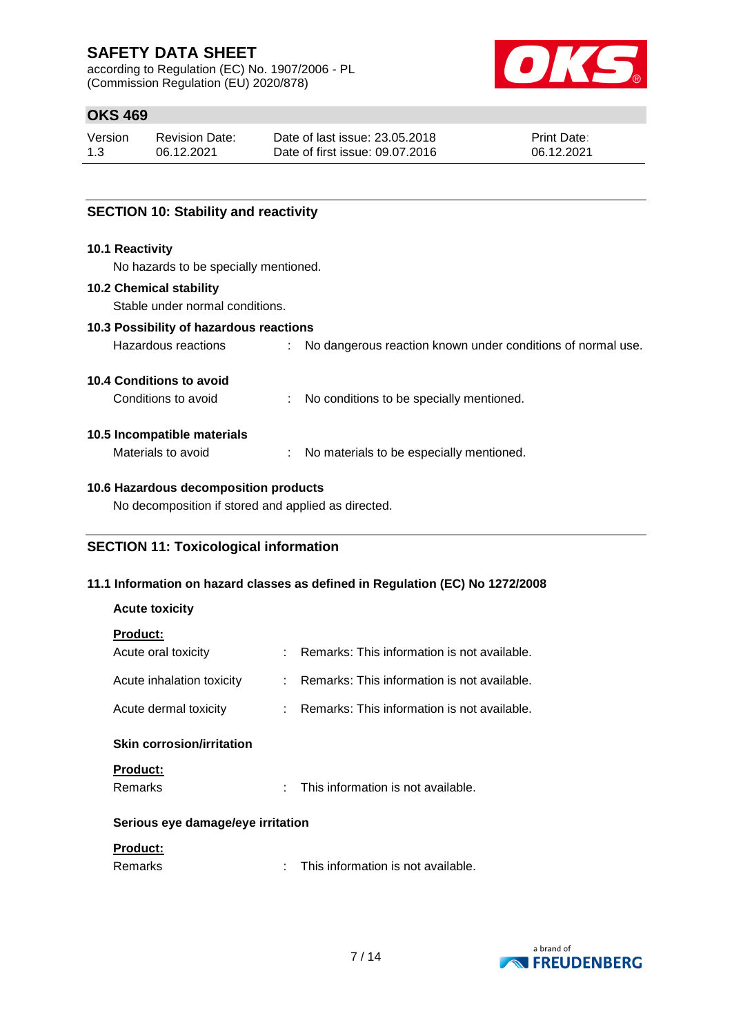## SECTION 10: Stability and reactivity

### 10.1 Reactivity

No hazards to be specially mentioned.

### 10.2 Chemical stability

Stable under normal conditions.

### 10.3 Possibility of hazardous reactions

Hazardous reactions : No dangerous reaction known under conditions of normal use.

### 10.4 Conditions to avoid

Conditions to avoid : No conditions to be specially mentioned.

### 10.5 Incompatible materials

Materials to avoid : No materials to be especially mentioned.

### 10.6 Hazardous decomposition products

No decomposition if stored and applied as directed.

## SECTION 11: Toxicological information

### 11.1 Information on hazard classes as defined in Regulation (EC) No 1272/2008

**Acute toxicity**

**Product:**

Acute oral toxicity : Remarks: This information is not available.

Acute inhalation toxicity : Remarks: This information is not available.

Acute dermal toxicity : Remarks: This information is not available.

**Skin corrosion/irritation**

**Product:**

Remarks : This information is not available.

**Serious eye damage/eye irritation**

**Product:**

Remarks : This information is not available.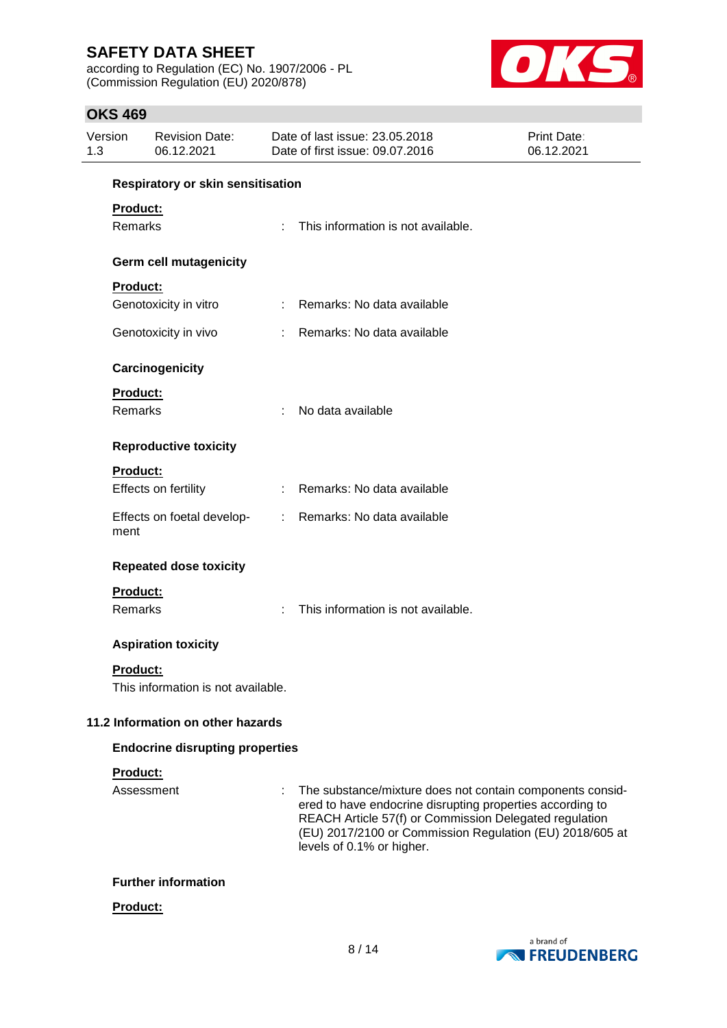**Respiratory or skin sensitisation**

**Product:**

Remarks : This information is not available.

**Germ cell mutagenicity**

**Product:**

Genotoxicity in vitro : Remarks: No data available

Genotoxicity in vivo : Remarks: No data available

**Carcinogenicity**

**Product:**

Remarks : No data available

**Reproductive toxicity**

**Product:**

Effects on fertility : Remarks: No data available

Effects on foetal development : Remarks: No data available

**Repeated dose toxicity**

**Product:**

Remarks : This information is not available.

**Aspiration toxicity**

**Product:**

This information is not available.

### 11.2 Information on other hazards

**Endocrine disrupting properties**

**Product:**

Assessment : The substance/mixture does not contain components considered to have endocrine disrupting properties according to REACH Article 57(f) or Commission Delegated regulation (EU) 2017/2100 or Commission Regulation (EU) 2018/605 at levels of 0.1% or higher.

**Further information**

**Product:**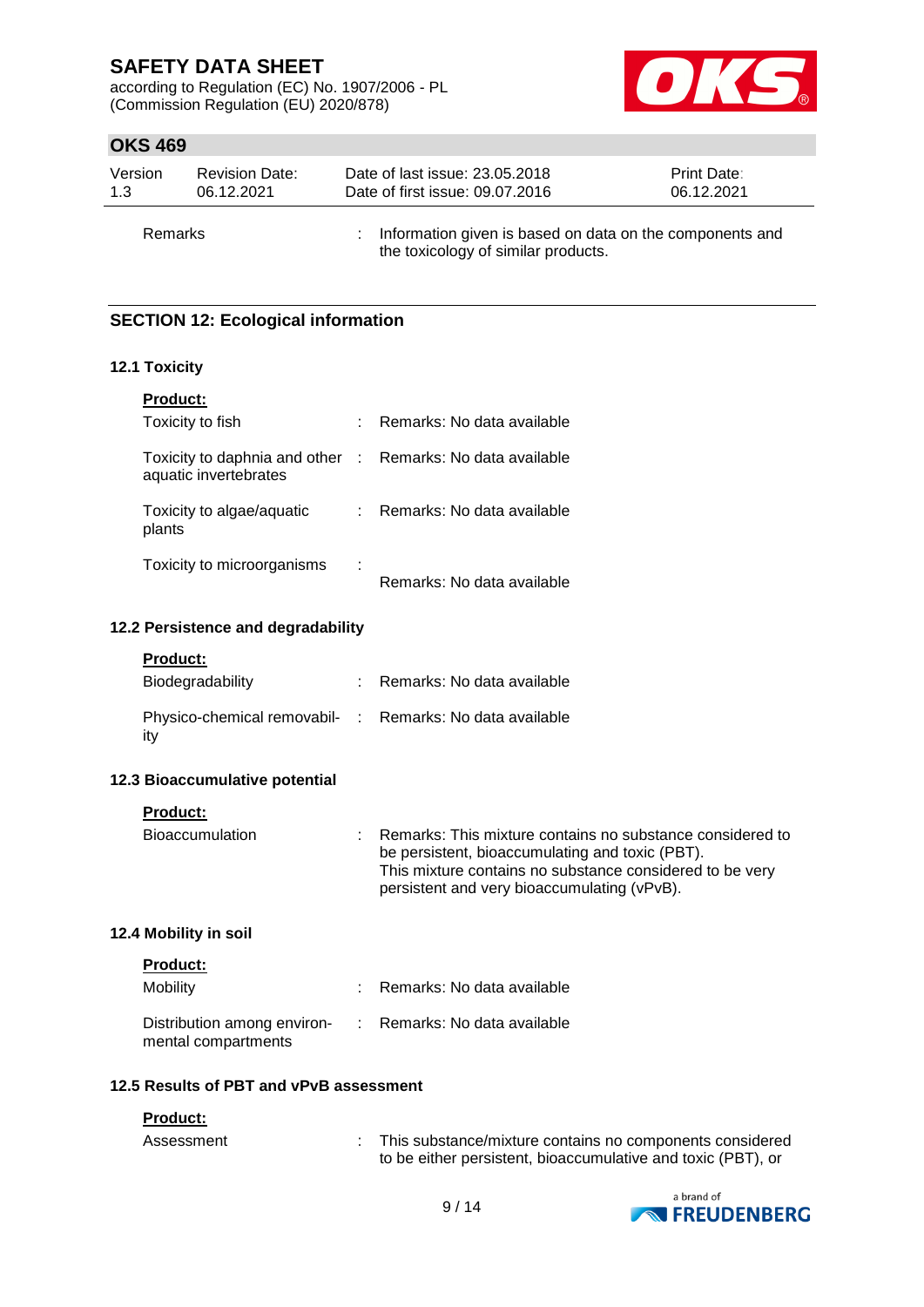| | | |
|---|---|---|
| Remarks | : | Information given is based on data on the components and the toxicology of similar products. |

## SECTION 12: Ecological information

### 12.1 Toxicity

**Product:**

| | | |
|---|---|---|
| Toxicity to fish | : | Remarks: No data available |
| Toxicity to daphnia and other aquatic invertebrates | : | Remarks: No data available |
| Toxicity to algae/aquatic plants | : | Remarks: No data available |
| Toxicity to microorganisms | : | Remarks: No data available |

### 12.2 Persistence and degradability

**Product:**

| | | |
|---|---|---|
| Biodegradability | : | Remarks: No data available |
| Physico-chemical removability | : | Remarks: No data available |

### 12.3 Bioaccumulative potential

**Product:**

| | | |
|---|---|---|
| Bioaccumulation | : | Remarks: This mixture contains no substance considered to be persistent, bioaccumulating and toxic (PBT). This mixture contains no substance considered to be very persistent and very bioaccumulating (vPvB). |

### 12.4 Mobility in soil

**Product:**

| | | |
|---|---|---|
| Mobility | : | Remarks: No data available |
| Distribution among environmental compartments | : | Remarks: No data available |

### 12.5 Results of PBT and vPvB assessment

**Product:**

| | | |
|---|---|---|
| Assessment | : | This substance/mixture contains no components considered to be either persistent, bioaccumulative and toxic (PBT), or |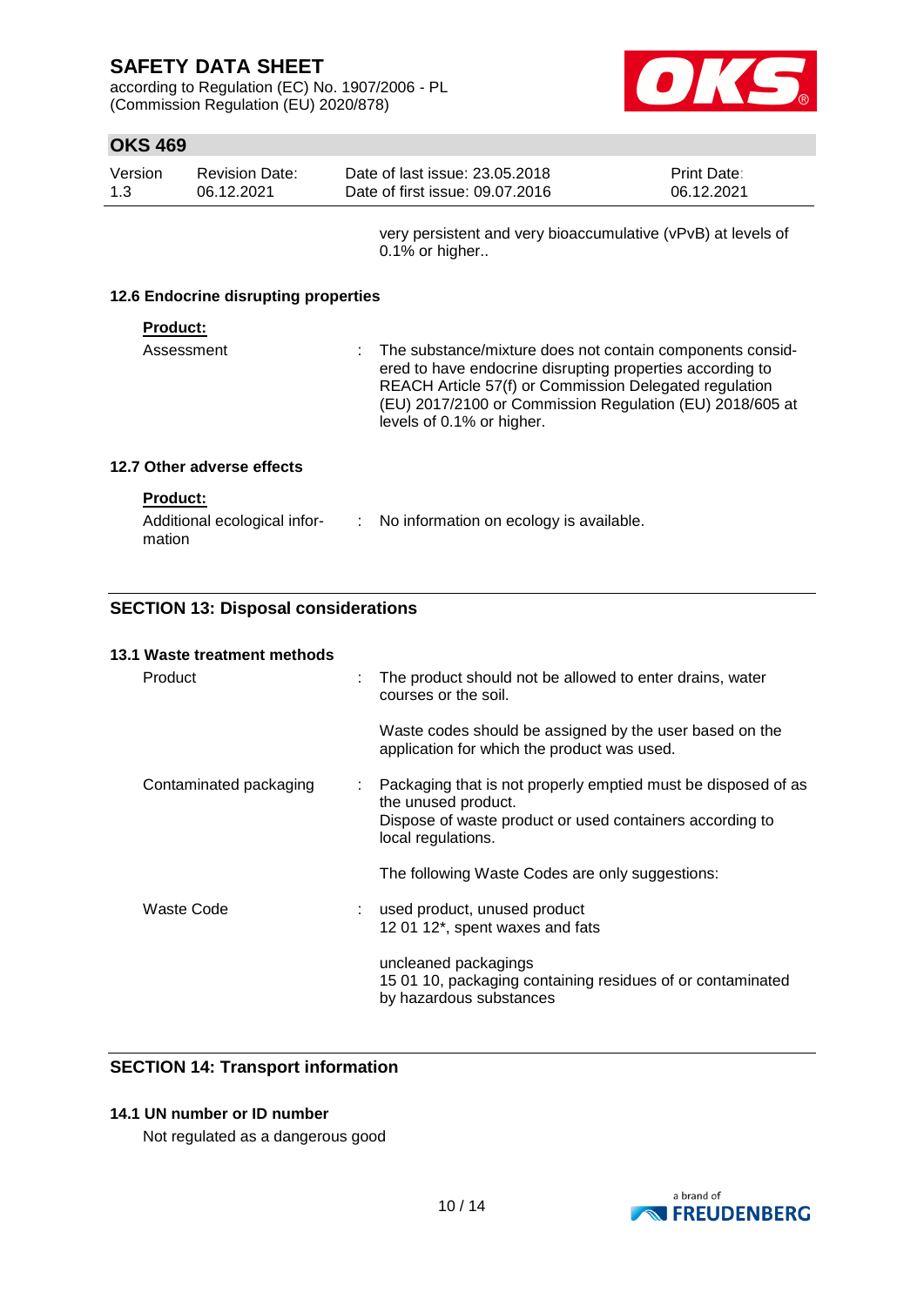very persistent and very bioaccumulative (vPvB) at levels of 0.1% or higher..

### 12.6 Endocrine disrupting properties

**Product:**

Assessment : The substance/mixture does not contain components considered to have endocrine disrupting properties according to REACH Article 57(f) or Commission Delegated regulation (EU) 2017/2100 or Commission Regulation (EU) 2018/605 at levels of 0.1% or higher.

### 12.7 Other adverse effects

**Product:**

Additional ecological information : No information on ecology is available.

## SECTION 13: Disposal considerations

### 13.1 Waste treatment methods

Product : The product should not be allowed to enter drains, water courses or the soil.

Waste codes should be assigned by the user based on the application for which the product was used.

Contaminated packaging : Packaging that is not properly emptied must be disposed of as the unused product.
Dispose of waste product or used containers according to local regulations.

The following Waste Codes are only suggestions:

Waste Code : used product, unused product
12 01 12*, spent waxes and fats

uncleaned packagings
15 01 10, packaging containing residues of or contaminated by hazardous substances

## SECTION 14: Transport information

### 14.1 UN number or ID number

Not regulated as a dangerous good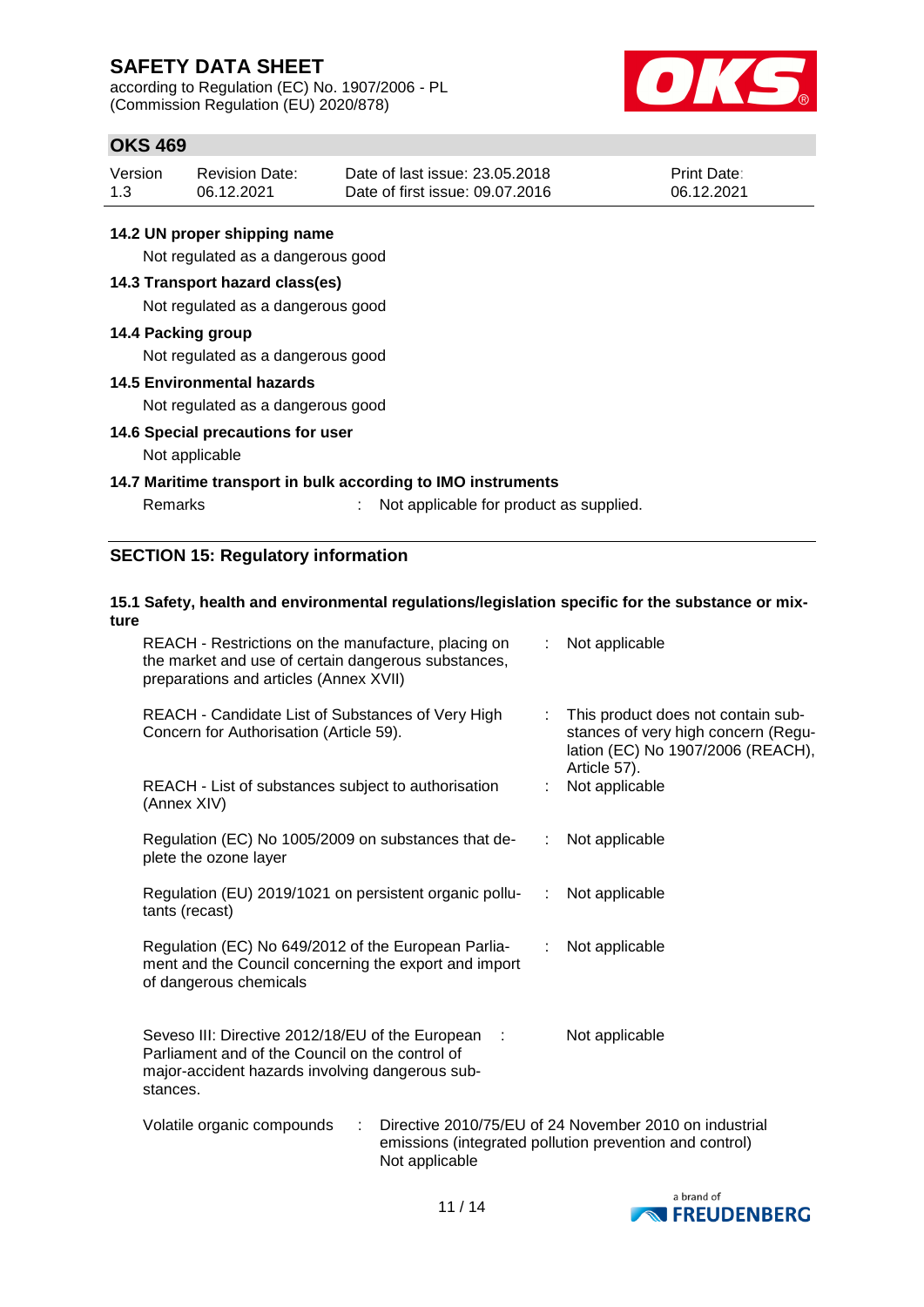### 14.2 UN proper shipping name

Not regulated as a dangerous good

### 14.3 Transport hazard class(es)

Not regulated as a dangerous good

### 14.4 Packing group

Not regulated as a dangerous good

### 14.5 Environmental hazards

Not regulated as a dangerous good

### 14.6 Special precautions for user

Not applicable

### 14.7 Maritime transport in bulk according to IMO instruments

Remarks : Not applicable for product as supplied.

## SECTION 15: Regulatory information

### 15.1 Safety, health and environmental regulations/legislation specific for the substance or mixture

| | | |
|---|---|---|
| REACH - Restrictions on the manufacture, placing on the market and use of certain dangerous substances, preparations and articles (Annex XVII) | : | Not applicable |
| REACH - Candidate List of Substances of Very High Concern for Authorisation (Article 59). | : | This product does not contain substances of very high concern (Regulation (EC) No 1907/2006 (REACH), Article 57). |
| REACH - List of substances subject to authorisation (Annex XIV) | : | Not applicable |
| Regulation (EC) No 1005/2009 on substances that deplete the ozone layer | : | Not applicable |
| Regulation (EU) 2019/1021 on persistent organic pollutants (recast) | : | Not applicable |
| Regulation (EC) No 649/2012 of the European Parliament and the Council concerning the export and import of dangerous chemicals | : | Not applicable |
| Seveso III: Directive 2012/18/EU of the European Parliament and the Council on the control of major-accident hazards involving dangerous substances. | : | Not applicable |

Volatile organic compounds : Directive 2010/75/EU of 24 November 2010 on industrial emissions (integrated pollution prevention and control)
Not applicable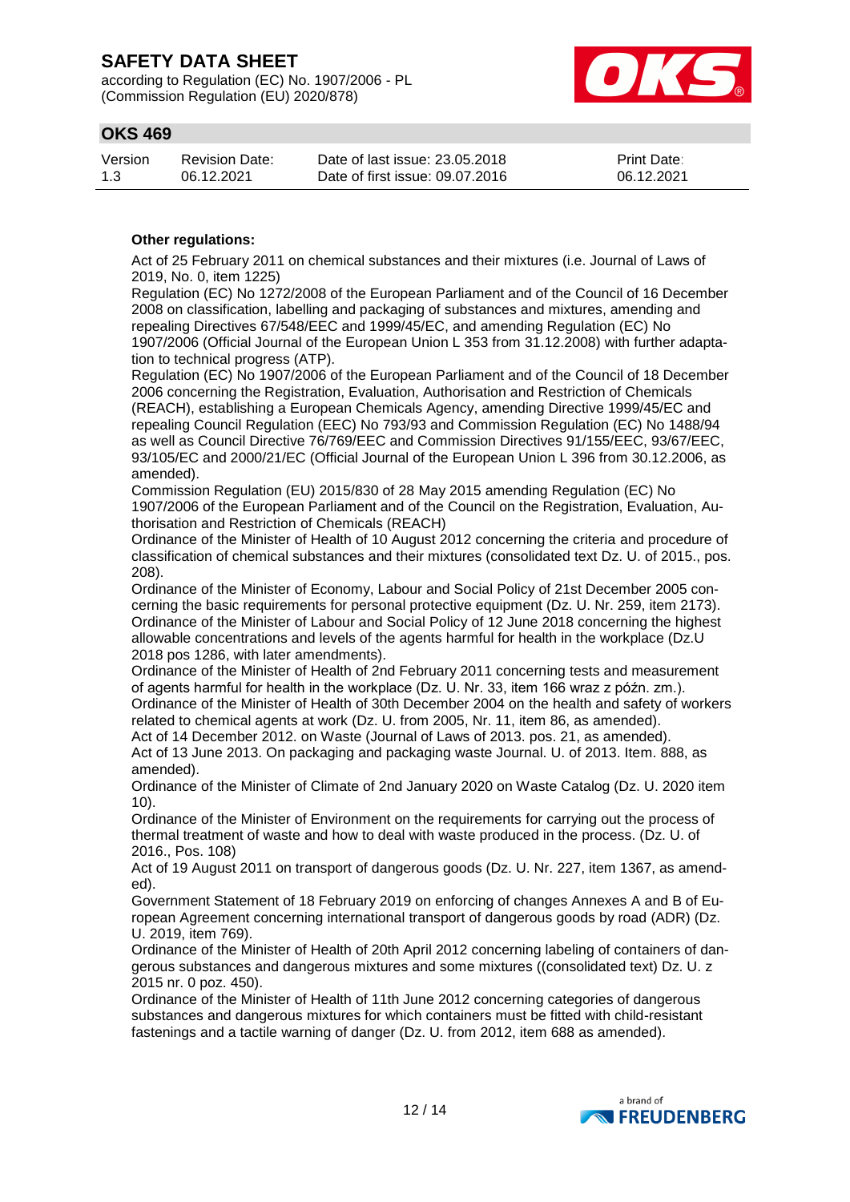**Other regulations:**

Act of 25 February 2011 on chemical substances and their mixtures (i.e. Journal of Laws of 2019, No. 0, item 1225)
Regulation (EC) No 1272/2008 of the European Parliament and of the Council of 16 December 2008 on classification, labelling and packaging of substances and mixtures, amending and repealing Directives 67/548/EEC and 1999/45/EC, and amending Regulation (EC) No 1907/2006 (Official Journal of the European Union L 353 from 31.12.2008) with further adaptation to technical progress (ATP).
Regulation (EC) No 1907/2006 of the European Parliament and of the Council of 18 December 2006 concerning the Registration, Evaluation, Authorisation and Restriction of Chemicals (REACH), establishing a European Chemicals Agency, amending Directive 1999/45/EC and repealing Council Regulation (EEC) No 793/93 and Commission Regulation (EC) No 1488/94 as well as Council Directive 76/769/EEC and Commission Directives 91/155/EEC, 93/67/EEC, 93/105/EC and 2000/21/EC (Official Journal of the European Union L 396 from 30.12.2006, as amended).
Commission Regulation (EU) 2015/830 of 28 May 2015 amending Regulation (EC) No 1907/2006 of the European Parliament and of the Council on the Registration, Evaluation, Authorisation and Restriction of Chemicals (REACH)
Ordinance of the Minister of Health of 10 August 2012 concerning the criteria and procedure of classification of chemical substances and their mixtures (consolidated text Dz. U. of 2015., pos. 208).
Ordinance of the Minister of Economy, Labour and Social Policy of 21st December 2005 concerning the basic requirements for personal protective equipment (Dz. U. Nr. 259, item 2173).
Ordinance of the Minister of Labour and Social Policy of 12 June 2018 concerning the highest allowable concentrations and levels of the agents harmful for health in the workplace (Dz.U 2018 pos 1286, with later amendments).
Ordinance of the Minister of Health of 2nd February 2011 concerning tests and measurement of agents harmful for health in the workplace (Dz. U. Nr. 33, item 166 wraz z późn. zm.).
Ordinance of the Minister of Health of 30th December 2004 on the health and safety of workers related to chemical agents at work (Dz. U. from 2005, Nr. 11, item 86, as amended).
Act of 14 December 2012. on Waste (Journal of Laws of 2013. pos. 21, as amended).
Act of 13 June 2013. On packaging and packaging waste Journal. U. of 2013. Item. 888, as amended).
Ordinance of the Minister of Climate of 2nd January 2020 on Waste Catalog (Dz. U. 2020 item 10).
Ordinance of the Minister of Environment on the requirements for carrying out the process of thermal treatment of waste and how to deal with waste produced in the process. (Dz. U. of 2016., Pos. 108)
Act of 19 August 2011 on transport of dangerous goods (Dz. U. Nr. 227, item 1367, as amended).
Government Statement of 18 February 2019 on enforcing of changes Annexes A and B of European Agreement concerning international transport of dangerous goods by road (ADR) (Dz. U. 2019, item 769).
Ordinance of the Minister of Health of 20th April 2012 concerning labeling of containers of dangerous substances and dangerous mixtures and some mixtures ((consolidated text) Dz. U. z 2015 nr. 0 poz. 450).
Ordinance of the Minister of Health of 11th June 2012 concerning categories of dangerous substances and dangerous mixtures for which containers must be fitted with child-resistant fastenings and a tactile warning of danger (Dz. U. from 2012, item 688 as amended).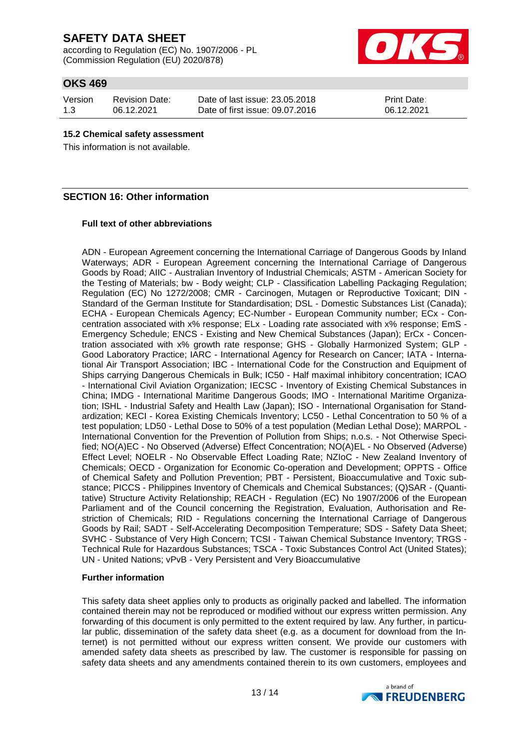### 15.2 Chemical safety assessment

This information is not available.

## SECTION 16: Other information

**Full text of other abbreviations**

ADN - European Agreement concerning the International Carriage of Dangerous Goods by Inland Waterways; ADR - European Agreement concerning the International Carriage of Dangerous Goods by Road; AIIC - Australian Inventory of Industrial Chemicals; ASTM - American Society for the Testing of Materials; bw - Body weight; CLP - Classification Labelling Packaging Regulation; Regulation (EC) No 1272/2008; CMR - Carcinogen, Mutagen or Reproductive Toxicant; DIN - Standard of the German Institute for Standardisation; DSL - Domestic Substances List (Canada); ECHA - European Chemicals Agency; EC-Number - European Community number; ECx - Concentration associated with x% response; ELx - Loading rate associated with x% response; EmS - Emergency Schedule; ENCS - Existing and New Chemical Substances (Japan); ErCx - Concentration associated with x% growth rate response; GHS - Globally Harmonized System; GLP - Good Laboratory Practice; IARC - International Agency for Research on Cancer; IATA - International Air Transport Association; IBC - International Code for the Construction and Equipment of Ships carrying Dangerous Chemicals in Bulk; IC50 - Half maximal inhibitory concentration; ICAO - International Civil Aviation Organization; IECSC - Inventory of Existing Chemical Substances in China; IMDG - International Maritime Dangerous Goods; IMO - International Maritime Organization; ISHL - Industrial Safety and Health Law (Japan); ISO - International Organisation for Standardization; KECI - Korea Existing Chemicals Inventory; LC50 - Lethal Concentration to 50 % of a test population; LD50 - Lethal Dose to 50% of a test population (Median Lethal Dose); MARPOL - International Convention for the Prevention of Pollution from Ships; n.o.s. - Not Otherwise Specified; NO(A)EC - No Observed (Adverse) Effect Concentration; NO(A)EL - No Observed (Adverse) Effect Level; NOELR - No Observable Effect Loading Rate; NZIoC - New Zealand Inventory of Chemicals; OECD - Organization for Economic Co-operation and Development; OPPTS - Office of Chemical Safety and Pollution Prevention; PBT - Persistent, Bioaccumulative and Toxic substance; PICCS - Philippines Inventory of Chemicals and Chemical Substances; (Q)SAR - (Quantitative) Structure Activity Relationship; REACH - Regulation (EC) No 1907/2006 of the European Parliament and of the Council concerning the Registration, Evaluation, Authorisation and Restriction of Chemicals; RID - Regulations concerning the International Carriage of Dangerous Goods by Rail; SADT - Self-Accelerating Decomposition Temperature; SDS - Safety Data Sheet; SVHC - Substance of Very High Concern; TCSI - Taiwan Chemical Substance Inventory; TRGS - Technical Rule for Hazardous Substances; TSCA - Toxic Substances Control Act (United States); UN - United Nations; vPvB - Very Persistent and Very Bioaccumulative

**Further information**

This safety data sheet applies only to products as originally packed and labelled. The information contained therein may not be reproduced or modified without our express written permission. Any forwarding of this document is only permitted to the extent required by law. Any further, in particular public, dissemination of the safety data sheet (e.g. as a document for download from the Internet) is not permitted without our express written consent. We provide our customers with amended safety data sheets as prescribed by law. The customer is responsible for passing on safety data sheets and any amendments contained therein to its own customers, employees and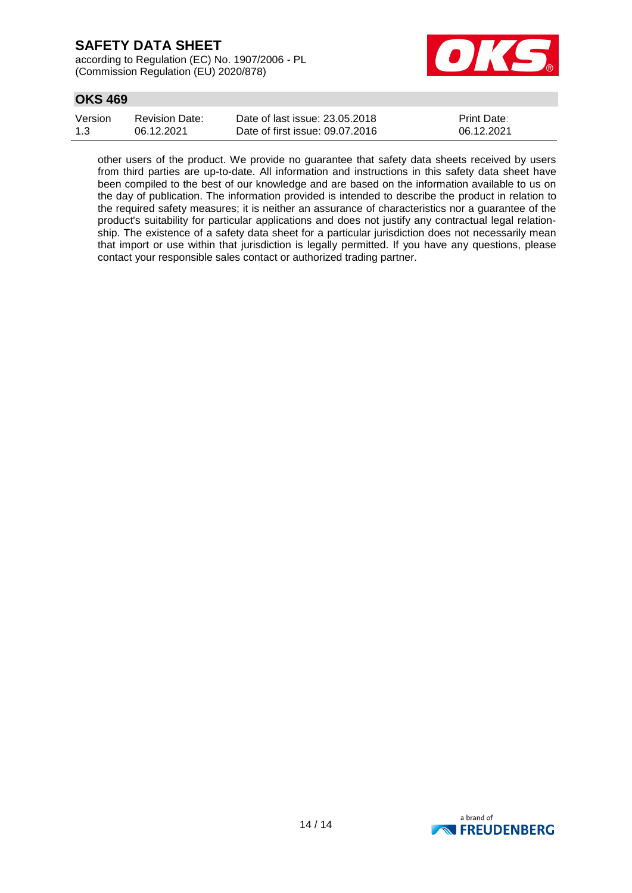other users of the product. We provide no guarantee that safety data sheets received by users from third parties are up-to-date. All information and instructions in this safety data sheet have been compiled to the best of our knowledge and are based on the information available to us on the day of publication. The information provided is intended to describe the product in relation to the required safety measures; it is neither an assurance of characteristics nor a guarantee of the product's suitability for particular applications and does not justify any contractual legal relationship. The existence of a safety data sheet for a particular jurisdiction does not necessarily mean that import or use within that jurisdiction is legally permitted. If you have any questions, please contact your responsible sales contact or authorized trading partner.